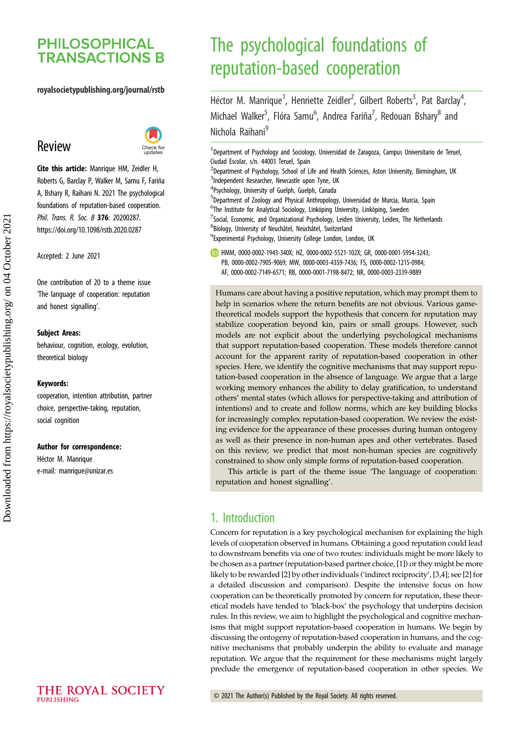# The psychological foundations of reputation-based cooperation

Héctor M. Manrique[1], Henriette Zeidler[2], Gilbert Roberts[3], Pat Barclay[4], Michael Walker[5], Flóra Samu[6], Andrea Fariña[7], Redouan Bshary[8] and Nichola Raihani[9]

[1]Department of Psychology and Sociology, Universidad de Zaragoza, Campus Universitario de Teruel, Ciudad Escolar, s/n. 44003 Teruel, Spain
[2]Department of Psychology, School of Life and Health Sciences, Aston University, Birmingham, UK
[3]Independent Researcher, Newcastle upon Tyne, UK
[4]Psychology, University of Guelph, Guelph, Canada
[5]Department of Zoology and Physical Anthropology, Universidad de Murcia, Murcia, Spain
[6]The Institute for Analytical Sociology, Linköping University, Linköping, Sweden
[7]Social, Economic, and Organizational Psychology, Leiden University, Leiden, The Netherlands
[8]Biology, University of Neuchâtel, Neuchâtel, Switzerland
[9]Experimental Psychology, University College London, London, UK

HMM, 0000-0002-1943-340X; HZ, 0000-0002-5521-102X; GR, 0000-0001-5954-3243; PB, 0000-0002-7905-9069; MW, 0000-0003-4359-7436; FS, 0000-0002-1215-0984; AF, 0000-0002-7149-6571; RB, 0000-0001-7198-8472; NR, 0000-0003-2339-9889

## Review

**Cite this article:** Manrique HM, Zeidler H, Roberts G, Barclay P, Walker M, Samu F, Fariña A, Bshary R, Raihani N. 2021 The psychological foundations of reputation-based cooperation. *Phil. Trans. R. Soc. B* **376**: 20200287. https://doi.org/10.1098/rstb.2020.0287

Accepted: 2 June 2021

One contribution of 20 to a theme issue 'The language of cooperation: reputation and honest signalling'.

**Subject Areas:**
behaviour, cognition, ecology, evolution, theoretical biology

**Keywords:**
cooperation, intention attribution, partner choice, perspective-taking, reputation, social cognition

**Author for correspondence:**
Héctor M. Manrique
e-mail: manrique@unizar.es

Humans care about having a positive reputation, which may prompt them to help in scenarios where the return benefits are not obvious. Various game-theoretical models support the hypothesis that concern for reputation may stabilize cooperation beyond kin, pairs or small groups. However, such models are not explicit about the underlying psychological mechanisms that support reputation-based cooperation. These models therefore cannot account for the apparent rarity of reputation-based cooperation in other species. Here, we identify the cognitive mechanisms that may support reputation-based cooperation in the absence of language. We argue that a large working memory enhances the ability to delay gratification, to understand others' mental states (which allows for perspective-taking and attribution of intentions) and to create and follow norms, which are key building blocks for increasingly complex reputation-based cooperation. We review the existing evidence for the appearance of these processes during human ontogeny as well as their presence in non-human apes and other vertebrates. Based on this review, we predict that most non-human species are cognitively constrained to show only simple forms of reputation-based cooperation.

This article is part of the theme issue 'The language of cooperation: reputation and honest signalling'.

## 1. Introduction

Concern for reputation is a key psychological mechanism for explaining the high levels of cooperation observed in humans. Obtaining a good reputation could lead to downstream benefits via one of two routes: individuals might be more likely to be chosen as a partner (reputation-based partner choice, [1]) or they might be more likely to be rewarded [2] by other individuals ('indirect reciprocity', [3,4]; see [2] for a detailed discussion and comparison). Despite the intensive focus on how cooperation can be theoretically promoted by concern for reputation, these theoretical models have tended to 'black-box' the psychology that underpins decision rules. In this review, we aim to highlight the psychological and cognitive mechanisms that might support reputation-based cooperation in humans. We begin by discussing the ontogeny of reputation-based cooperation in humans, and the cognitive mechanisms that probably underpin the ability to evaluate and manage reputation. We argue that the requirement for these mechanisms might largely preclude the emergence of reputation-based cooperation in other species. We

© 2021 The Author(s) Published by the Royal Society. All rights reserved.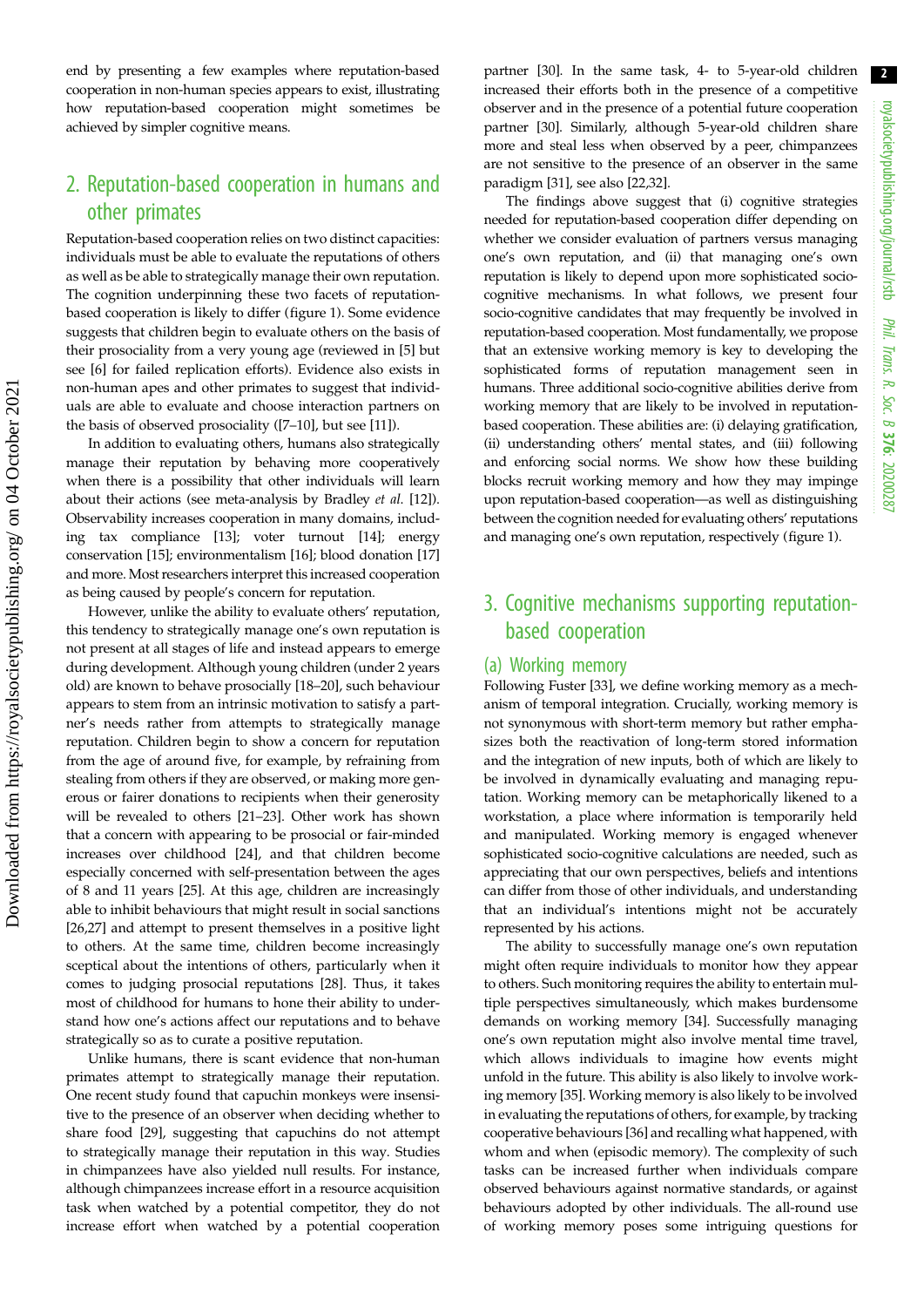end by presenting a few examples where reputation-based cooperation in non-human species appears to exist, illustrating how reputation-based cooperation might sometimes be achieved by simpler cognitive means.

## 2. Reputation-based cooperation in humans and other primates

Reputation-based cooperation relies on two distinct capacities: individuals must be able to evaluate the reputations of others as well as be able to strategically manage their own reputation. The cognition underpinning these two facets of reputation-based cooperation is likely to differ (figure 1). Some evidence suggests that children begin to evaluate others on the basis of their prosociality from a very young age (reviewed in [5] but see [6] for failed replication efforts). Evidence also exists in non-human apes and other primates to suggest that individuals are able to evaluate and choose interaction partners on the basis of observed prosociality ([7–10], but see [11]).

In addition to evaluating others, humans also strategically manage their reputation by behaving more cooperatively when there is a possibility that other individuals will learn about their actions (see meta-analysis by Bradley *et al.* [12]). Observability increases cooperation in many domains, including tax compliance [13]; voter turnout [14]; energy conservation [15]; environmentalism [16]; blood donation [17] and more. Most researchers interpret this increased cooperation as being caused by people's concern for reputation.

However, unlike the ability to evaluate others' reputation, this tendency to strategically manage one's own reputation is not present at all stages of life and instead appears to emerge during development. Although young children (under 2 years old) are known to behave prosocially [18–20], such behaviour appears to stem from an intrinsic motivation to satisfy a partner's needs rather from attempts to strategically manage reputation. Children begin to show a concern for reputation from the age of around five, for example, by refraining from stealing from others if they are observed, or making more generous or fairer donations to recipients when their generosity will be revealed to others [21–23]. Other work has shown that a concern with appearing to be prosocial or fair-minded increases over childhood [24], and that children become especially concerned with self-presentation between the ages of 8 and 11 years [25]. At this age, children are increasingly able to inhibit behaviours that might result in social sanctions [26,27] and attempt to present themselves in a positive light to others. At the same time, children become increasingly sceptical about the intentions of others, particularly when it comes to judging prosocial reputations [28]. Thus, it takes most of childhood for humans to hone their ability to understand how one's actions affect our reputations and to behave strategically so as to curate a positive reputation.

Unlike humans, there is scant evidence that non-human primates attempt to strategically manage their reputation. One recent study found that capuchin monkeys were insensitive to the presence of an observer when deciding whether to share food [29], suggesting that capuchins do not attempt to strategically manage their reputation in this way. Studies in chimpanzees have also yielded null results. For instance, although chimpanzees increase effort in a resource acquisition task when watched by a potential competitor, they do not increase effort when watched by a potential cooperation partner [30]. In the same task, 4- to 5-year-old children increased their efforts both in the presence of a competitive observer and in the presence of a potential future cooperation partner [30]. Similarly, although 5-year-old children share more and steal less when observed by a peer, chimpanzees are not sensitive to the presence of an observer in the same paradigm [31], see also [22,32].

The findings above suggest that (i) cognitive strategies needed for reputation-based cooperation differ depending on whether we consider evaluation of partners versus managing one's own reputation, and (ii) that managing one's own reputation is likely to depend upon more sophisticated socio-cognitive mechanisms. In what follows, we present four socio-cognitive candidates that may frequently be involved in reputation-based cooperation. Most fundamentally, we propose that an extensive working memory is key to developing the sophisticated forms of reputation management seen in humans. Three additional socio-cognitive abilities derive from working memory that are likely to be involved in reputation-based cooperation. These abilities are: (i) delaying gratification, (ii) understanding others' mental states, and (iii) following and enforcing social norms. We show how these building blocks recruit working memory and how they may impinge upon reputation-based cooperation—as well as distinguishing between the cognition needed for evaluating others' reputations and managing one's own reputation, respectively (figure 1).

## 3. Cognitive mechanisms supporting reputation-based cooperation

### (a) Working memory

Following Fuster [33], we define working memory as a mechanism of temporal integration. Crucially, working memory is not synonymous with short-term memory but rather emphasizes both the reactivation of long-term stored information and the integration of new inputs, both of which are likely to be involved in dynamically evaluating and managing reputation. Working memory can be metaphorically likened to a workstation, a place where information is temporarily held and manipulated. Working memory is engaged whenever sophisticated socio-cognitive calculations are needed, such as appreciating that our own perspectives, beliefs and intentions can differ from those of other individuals, and understanding that an individual's intentions might not be accurately represented by his actions.

The ability to successfully manage one's own reputation might often require individuals to monitor how they appear to others. Such monitoring requires the ability to entertain multiple perspectives simultaneously, which makes burdensome demands on working memory [34]. Successfully managing one's own reputation might also involve mental time travel, which allows individuals to imagine how events might unfold in the future. This ability is also likely to involve working memory [35]. Working memory is also likely to be involved in evaluating the reputations of others, for example, by tracking cooperative behaviours [36] and recalling what happened, with whom and when (episodic memory). The complexity of such tasks can be increased further when individuals compare observed behaviours against normative standards, or against behaviours adopted by other individuals. The all-round use of working memory poses some intriguing questions for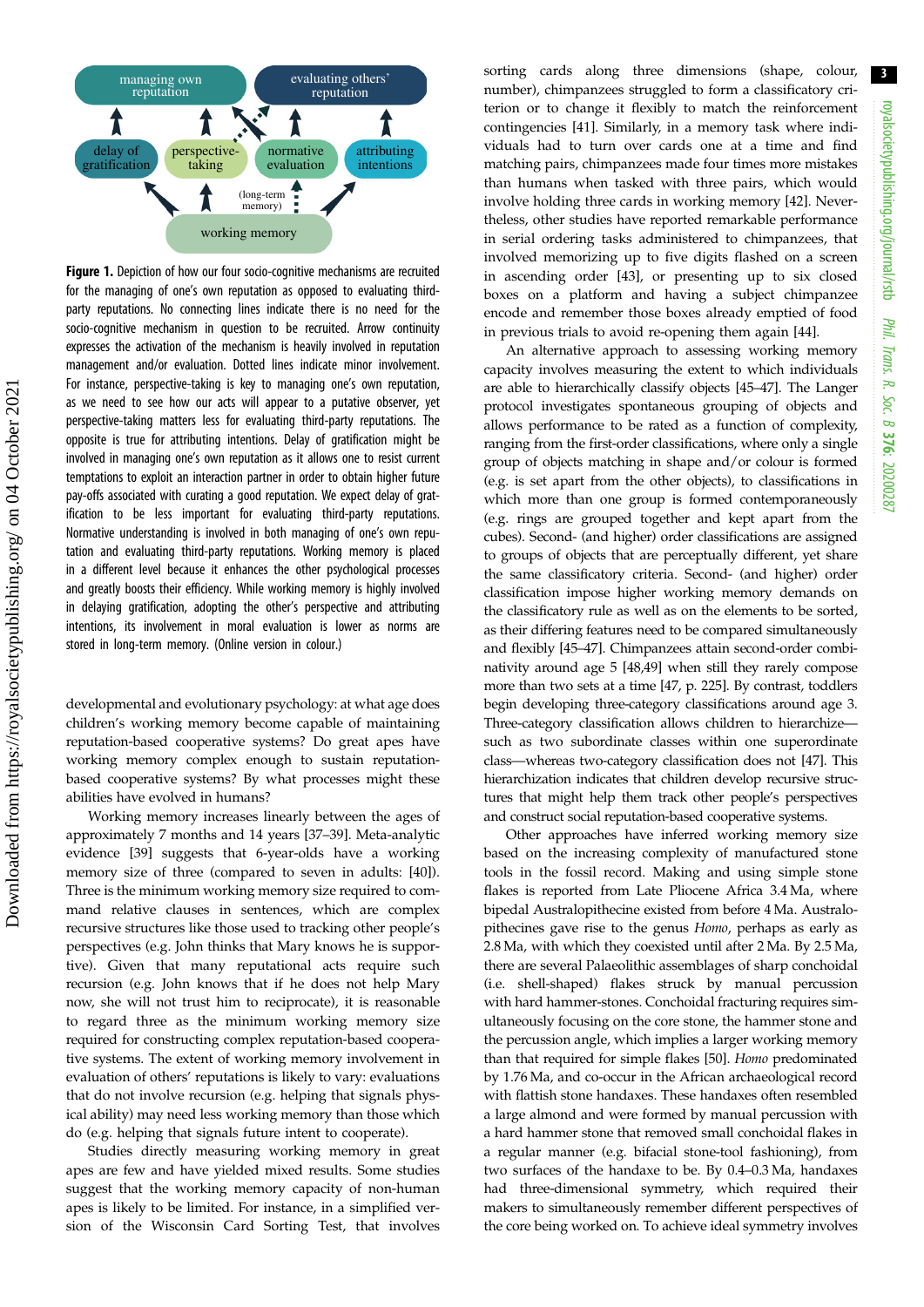**Figure 1.** Depiction of how our four socio-cognitive mechanisms are recruited for the managing of one's own reputation as opposed to evaluating third-party reputations. No connecting lines indicate there is no need for the socio-cognitive mechanism in question to be recruited. Arrow continuity expresses the activation of the mechanism is heavily involved in reputation management and/or evaluation. Dotted lines indicate minor involvement. For instance, perspective-taking is key to managing one's own reputation, as we need to see how our acts will appear to a putative observer, yet perspective-taking matters less for evaluating third-party reputations. The opposite is true for attributing intentions. Delay of gratification might be involved in managing one's own reputation as it allows one to resist current temptations to exploit an interaction partner in order to obtain higher future pay-offs associated with curating a good reputation. We expect delay of gratification to be less important for evaluating third-party reputations. Normative understanding is involved in both managing of one's own reputation and evaluating third-party reputations. Working memory is placed in a different level because it enhances the other psychological processes and greatly boosts their efficiency. While working memory is highly involved in delaying gratification, adopting the other's perspective and attributing intentions, its involvement in moral evaluation is lower as norms are stored in long-term memory. (Online version in colour.)

developmental and evolutionary psychology: at what age does children's working memory become capable of maintaining reputation-based cooperative systems? Do great apes have working memory complex enough to sustain reputation-based cooperative systems? By what processes might these abilities have evolved in humans?

Working memory increases linearly between the ages of approximately 7 months and 14 years [37–39]. Meta-analytic evidence [39] suggests that 6-year-olds have a working memory size of three (compared to seven in adults: [40]). Three is the minimum working memory size required to command relative clauses in sentences, which are complex recursive structures like those used to tracking other people's perspectives (e.g. John thinks that Mary knows he is supportive). Given that many reputational acts require such recursion (e.g. John knows that if he does not help Mary now, she will not trust him to reciprocate), it is reasonable to regard three as the minimum working memory size required for constructing complex reputation-based cooperative systems. The extent of working memory involvement in evaluation of others' reputations is likely to vary: evaluations that do not involve recursion (e.g. helping that signals physical ability) may need less working memory than those which do (e.g. helping that signals future intent to cooperate).

Studies directly measuring working memory in great apes are few and have yielded mixed results. Some studies suggest that the working memory capacity of non-human apes is likely to be limited. For instance, in a simplified version of the Wisconsin Card Sorting Test, that involves sorting cards along three dimensions (shape, colour, number), chimpanzees struggled to form a classificatory criterion or to change it flexibly to match the reinforcement contingencies [41]. Similarly, in a memory task where individuals had to turn over cards one at a time and find matching pairs, chimpanzees made four times more mistakes than humans when tasked with three pairs, which would involve holding three cards in working memory [42]. Nevertheless, other studies have reported remarkable performance in serial ordering tasks administered to chimpanzees, that involved memorizing up to five digits flashed on a screen in ascending order [43], or presenting up to six closed boxes on a platform and having a subject chimpanzee encode and remember those boxes already emptied of food in previous trials to avoid re-opening them again [44].

An alternative approach to assessing working memory capacity involves measuring the extent to which individuals are able to hierarchically classify objects [45–47]. The Langer protocol investigates spontaneous grouping of objects and allows performance to be rated as a function of complexity, ranging from the first-order classifications, where only a single group of objects matching in shape and/or colour is formed (e.g. is set apart from the other objects), to classifications in which more than one group is formed contemporaneously (e.g. rings are grouped together and kept apart from the cubes). Second- (and higher) order classifications are assigned to groups of objects that are perceptually different, yet share the same classificatory criteria. Second- (and higher) order classification impose higher working memory demands on the classificatory rule as well as on the elements to be sorted, as their differing features need to be compared simultaneously and flexibly [45–47]. Chimpanzees attain second-order combinativity around age 5 [48,49] when still they rarely compose more than two sets at a time [47, p. 225]. By contrast, toddlers begin developing three-category classifications around age 3. Three-category classification allows children to hierarchize—such as two subordinate classes within one superordinate class—whereas two-category classification does not [47]. This hierarchization indicates that children develop recursive structures that might help them track other people's perspectives and construct social reputation-based cooperative systems.

Other approaches have inferred working memory size based on the increasing complexity of manufactured stone tools in the fossil record. Making and using simple stone flakes is reported from Late Pliocene Africa 3.4 Ma, where bipedal Australopithecines existed from before 4 Ma. Australopithecines gave rise to the genus *Homo*, perhaps as early as 2.8 Ma, with which they coexisted until after 2 Ma. By 2.5 Ma, there are several Palaeolithic assemblages of sharp conchoidal (i.e. shell-shaped) flakes struck by manual percussion with hard hammer-stones. Conchoidal fracturing requires simultaneously focusing on the core stone, the hammer stone and the percussion angle, which implies a larger working memory than that required for simple flakes [50]. *Homo* predominated by 1.76 Ma, and co-occur in the African archaeological record with flattish stone handaxes. These handaxes often resembled a large almond and were formed by manual percussion with a hard hammer stone that removed small conchoidal flakes in a regular manner (e.g. bifacial stone-tool fashioning), from two surfaces of the handaxe to be. By 0.4–0.3 Ma, handaxes had three-dimensional symmetry, which required their makers to simultaneously remember different perspectives of the core being worked on. To achieve ideal symmetry involves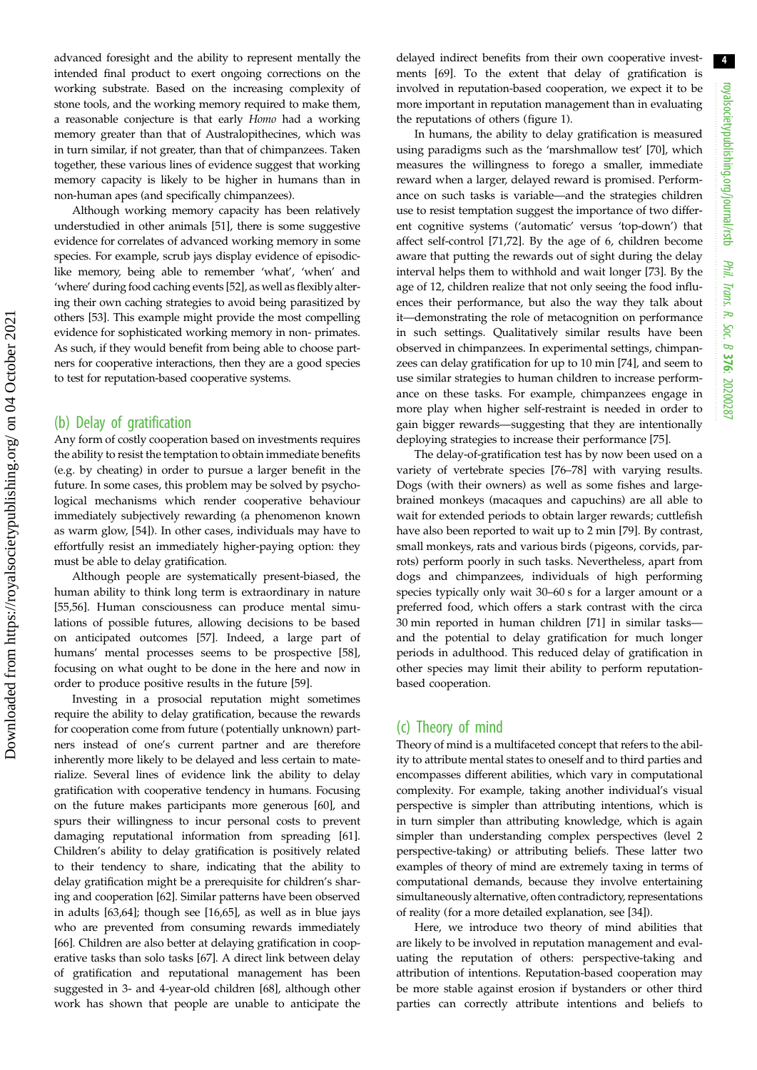advanced foresight and the ability to represent mentally the intended final product to exert ongoing corrections on the working substrate. Based on the increasing complexity of stone tools, and the working memory required to make them, a reasonable conjecture is that early *Homo* had a working memory greater than that of Australopithecines, which was in turn similar, if not greater, than that of chimpanzees. Taken together, these various lines of evidence suggest that working memory capacity is likely to be higher in humans than in non-human apes (and specifically chimpanzees).

Although working memory capacity has been relatively understudied in other animals [51], there is some suggestive evidence for correlates of advanced working memory in some species. For example, scrub jays display evidence of episodic-like memory, being able to remember 'what', 'when' and 'where' during food caching events [52], as well as flexibly altering their own caching strategies to avoid being parasitized by others [53]. This example might provide the most compelling evidence for sophisticated working memory in non- primates. As such, if they would benefit from being able to choose partners for cooperative interactions, then they are a good species to test for reputation-based cooperative systems.

## (b) Delay of gratification

Any form of costly cooperation based on investments requires the ability to resist the temptation to obtain immediate benefits (e.g. by cheating) in order to pursue a larger benefit in the future. In some cases, this problem may be solved by psychological mechanisms which render cooperative behaviour immediately subjectively rewarding (a phenomenon known as warm glow, [54]). In other cases, individuals may have to effortfully resist an immediately higher-paying option: they must be able to delay gratification.

Although people are systematically present-biased, the human ability to think long term is extraordinary in nature [55,56]. Human consciousness can produce mental simulations of possible futures, allowing decisions to be based on anticipated outcomes [57]. Indeed, a large part of humans' mental processes seems to be prospective [58], focusing on what ought to be done in the here and now in order to produce positive results in the future [59].

Investing in a prosocial reputation might sometimes require the ability to delay gratification, because the rewards for cooperation come from future (potentially unknown) partners instead of one's current partner and are therefore inherently more likely to be delayed and less certain to materialize. Several lines of evidence link the ability to delay gratification with cooperative tendency in humans. Focusing on the future makes participants more generous [60], and spurs their willingness to incur personal costs to prevent damaging reputational information from spreading [61]. Children's ability to delay gratification is positively related to their tendency to share, indicating that the ability to delay gratification might be a prerequisite for children's sharing and cooperation [62]. Similar patterns have been observed in adults [63,64]; though see [16,65], as well as in blue jays who are prevented from consuming rewards immediately [66]. Children are also better at delaying gratification in cooperative tasks than solo tasks [67]. A direct link between delay of gratification and reputational management has been suggested in 3- and 4-year-old children [68], although other work has shown that people are unable to anticipate the delayed indirect benefits from their own cooperative investments [69]. To the extent that delay of gratification is involved in reputation-based cooperation, we expect it to be more important in reputation management than in evaluating the reputations of others (figure 1).

In humans, the ability to delay gratification is measured using paradigms such as the 'marshmallow test' [70], which measures the willingness to forego a smaller, immediate reward when a larger, delayed reward is promised. Performance on such tasks is variable—and the strategies children use to resist temptation suggest the importance of two different cognitive systems ('automatic' versus 'top-down') that affect self-control [71,72]. By the age of 6, children become aware that putting the rewards out of sight during the delay interval helps them to withhold and wait longer [73]. By the age of 12, children realize that not only seeing the food influences their performance, but also the way they talk about it—demonstrating the role of metacognition on performance in such settings. Qualitatively similar results have been observed in chimpanzees. In experimental settings, chimpanzees can delay gratification for up to 10 min [74], and seem to use similar strategies to human children to increase performance on these tasks. For example, chimpanzees engage in more play when higher self-restraint is needed in order to gain bigger rewards—suggesting that they are intentionally deploying strategies to increase their performance [75].

The delay-of-gratification test has by now been used on a variety of vertebrate species [76–78] with varying results. Dogs (with their owners) as well as some fishes and large-brained monkeys (macaques and capuchins) are all able to wait for extended periods to obtain larger rewards; cuttlefish have also been reported to wait up to 2 min [79]. By contrast, small monkeys, rats and various birds (pigeons, corvids, parrots) perform poorly in such tasks. Nevertheless, apart from dogs and chimpanzees, individuals of high performing species typically only wait 30–60 s for a larger amount or a preferred food, which offers a stark contrast with the circa 30 min reported in human children [71] in similar tasks—and the potential to delay gratification for much longer periods in adulthood. This reduced delay of gratification in other species may limit their ability to perform reputation-based cooperation.

## (c) Theory of mind

Theory of mind is a multifaceted concept that refers to the ability to attribute mental states to oneself and to third parties and encompasses different abilities, which vary in computational complexity. For example, taking another individual's visual perspective is simpler than attributing intentions, which is in turn simpler than attributing knowledge, which is again simpler than understanding complex perspectives (level 2 perspective-taking) or attributing beliefs. These latter two examples of theory of mind are extremely taxing in terms of computational demands, because they involve entertaining simultaneously alternative, often contradictory, representations of reality (for a more detailed explanation, see [34]).

Here, we introduce two theory of mind abilities that are likely to be involved in reputation management and evaluating the reputation of others: perspective-taking and attribution of intentions. Reputation-based cooperation may be more stable against erosion if bystanders or other third parties can correctly attribute intentions and beliefs to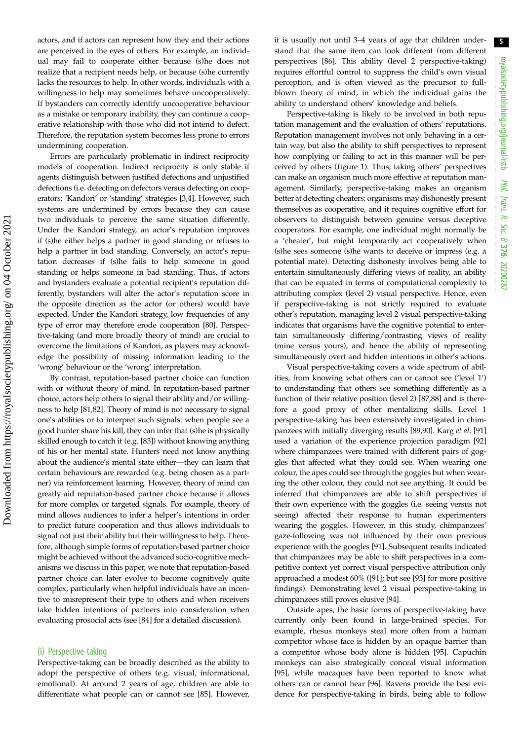actors, and if actors can represent how they and their actions are perceived in the eyes of others. For example, an individual may fail to cooperate either because (s)he does not realize that a recipient needs help, or because (s)he currently lacks the resources to help. In other words, individuals with a willingness to help may sometimes behave uncooperatively. If bystanders can correctly identify uncooperative behaviour as a mistake or temporary inability, they can continue a cooperative relationship with those who did not intend to defect. Therefore, the reputation system becomes less prone to errors undermining cooperation.

Errors are particularly problematic in indirect reciprocity models of cooperation. Indirect reciprocity is only stable if agents distinguish between justified defections and unjustified defections (i.e. defecting on defectors versus defecting on cooperators; 'Kandori' or 'standing' strategies [3,4]. However, such systems are undermined by errors because they can cause two individuals to perceive the same situation differently. Under the Kandori strategy, an actor's reputation improves if (s)he either helps a partner in good standing or refuses to help a partner in bad standing. Conversely, an actor's reputation decreases if (s)he fails to help someone in good standing or helps someone in bad standing. Thus, if actors and bystanders evaluate a potential recipient's reputation differently, bystanders will alter the actor's reputation score in the opposite direction as the actor (or others) would have expected. Under the Kandori strategy, low frequencies of any type of error may therefore erode cooperation [80]. Perspective-taking (and more broadly theory of mind) are crucial to overcome the limitations of Kandori, as players may acknowledge the possibility of missing information leading to the 'wrong' behaviour or the 'wrong' interpretation.

By contrast, reputation-based partner choice can function with or without theory of mind. In reputation-based partner choice, actors help others to signal their ability and/or willingness to help [81,82]. Theory of mind is not necessary to signal one's abilities or to interpret such signals: when people see a good hunter share his kill, they can infer that (s)he is physically skilled enough to catch it (e.g. [83]) without knowing anything of his or her mental state. Hunters need not know anything about the audience's mental state either—they can learn that certain behaviours are rewarded (e.g. being chosen as a partner) via reinforcement learning. However, theory of mind can greatly aid reputation-based partner choice because it allows for more complex or targeted signals. For example, theory of mind allows audiences to infer a helper's intentions in order to predict future cooperation and thus allows individuals to signal not just their ability but their willingness to help. Therefore, although simple forms of reputation-based partner choice might be achieved without the advanced socio-cognitive mechanisms we discuss in this paper, we note that reputation-based partner choice can later evolve to become cognitively quite complex, particularly when helpful individuals have an incentive to misrepresent their type to others and when receivers take hidden intentions of partners into consideration when evaluating prosocial acts (see [84] for a detailed discussion).

### (i) Perspective-taking

Perspective-taking can be broadly described as the ability to adopt the perspective of others (e.g. visual, informational, emotional). At around 2 years of age, children are able to differentiate what people can or cannot see [85]. However, it is usually not until 3–4 years of age that children understand that the same item can look different from different perspectives [86]. This ability (level 2 perspective-taking) requires effortful control to suppress the child's own visual perception, and is often viewed as the precursor to full-blown theory of mind, in which the individual gains the ability to understand others' knowledge and beliefs.

Perspective-taking is likely to be involved in both reputation management and the evaluation of others' reputations. Reputation management involves not only behaving in a certain way, but also the ability to shift perspectives to represent how complying or failing to act in this manner will be perceived by others (figure 1). Thus, taking others' perspectives can make an organism much more effective at reputation management. Similarly, perspective-taking makes an organism better at detecting cheaters: organisms may dishonestly present themselves as cooperative, and it requires cognitive effort for observers to distinguish between genuine versus deceptive cooperators. For example, one individual might normally be a 'cheater', but might temporarily act cooperatively when (s)he sees someone (s)he wants to deceive or impress (e.g. a potential mate). Detecting dishonesty involves being able to entertain simultaneously differing views of reality, an ability that can be equated in terms of computational complexity to attributing complex (level 2) visual perspective. Hence, even if perspective-taking is not strictly required to evaluate other's reputation, managing level 2 visual perspective-taking indicates that organisms have the cognitive potential to entertain simultaneously differing/contrasting views of reality (mine versus yours), and hence the ability of representing simultaneously overt and hidden intentions in other's actions.

Visual perspective-taking covers a wide spectrum of abilities, from knowing what others can or cannot see ('level 1') to understanding that others see something differently as a function of their relative position (level 2) [87,88] and is therefore a good proxy of other mentalizing skills. Level 1 perspective-taking has been extensively investigated in chimpanzees with initially diverging results [89,90]. Karg *et al.* [91] used a variation of the experience projection paradigm [92] where chimpanzees were trained with different pairs of goggles that affected what they could see. When wearing one colour, the apes could see through the goggles but when wearing the other colour, they could not see anything. It could be inferred that chimpanzees are able to shift perspectives if their own experience with the goggles (i.e. seeing versus not seeing) affected their response to human experimenters wearing the goggles. However, in this study, chimpanzees' gaze-following was not influenced by their own previous experience with the googles [91]. Subsequent results indicated that chimpanzees may be able to shift perspectives in a competitive context yet correct visual perspective attribution only approached a modest 60% ([91]; but see [93] for more positive findings). Demonstrating level 2 visual perspective-taking in chimpanzees still proves elusive [94].

Outside apes, the basic forms of perspective-taking have currently only been found in large-brained species. For example, rhesus monkeys steal more often from a human competitor whose face is hidden by an opaque barrier than a competitor whose body alone is hidden [95]. Capuchin monkeys can also strategically conceal visual information [95], while macaques have been reported to know what others can or cannot hear [96]. Ravens provide the best evidence for perspective-taking in birds, being able to follow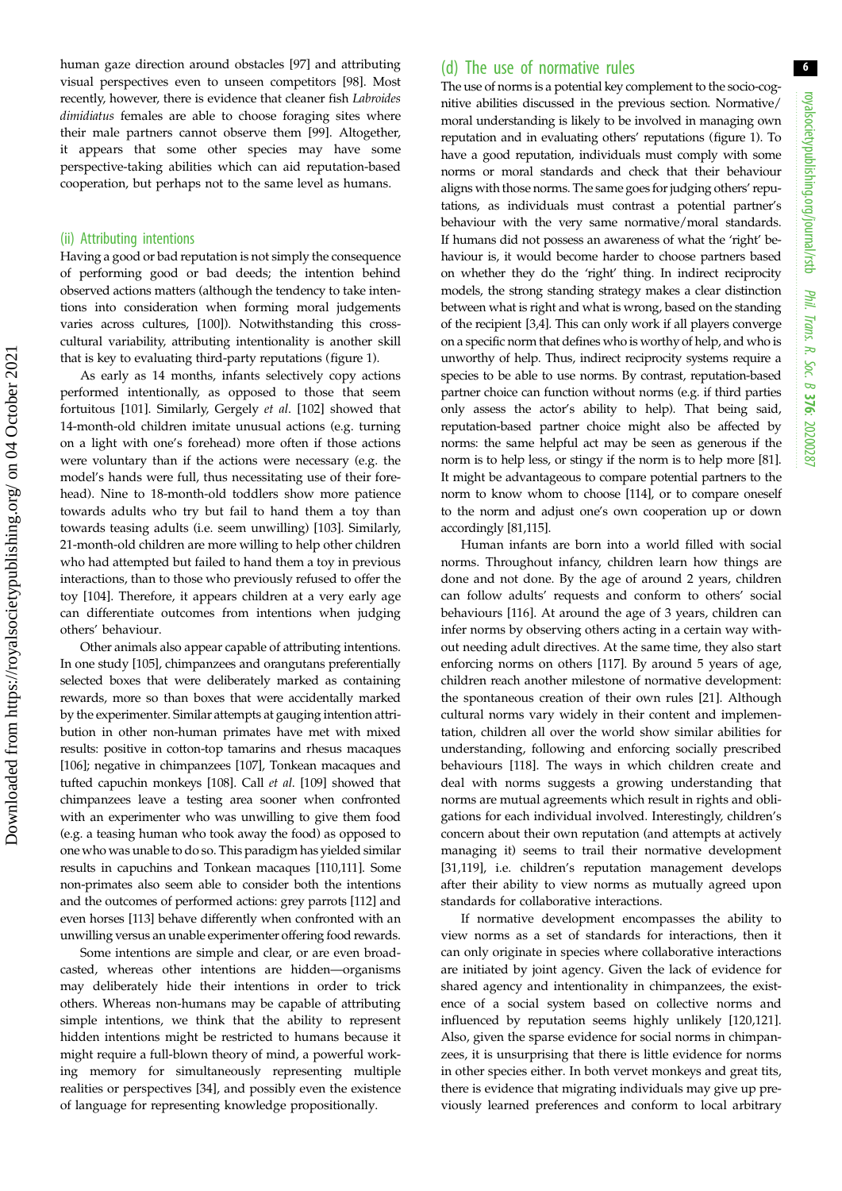human gaze direction around obstacles [97] and attributing visual perspectives even to unseen competitors [98]. Most recently, however, there is evidence that cleaner fish *Labroides dimidiatus* females are able to choose foraging sites where their male partners cannot observe them [99]. Altogether, it appears that some other species may have some perspective-taking abilities which can aid reputation-based cooperation, but perhaps not to the same level as humans.

### (ii) Attributing intentions

Having a good or bad reputation is not simply the consequence of performing good or bad deeds; the intention behind observed actions matters (although the tendency to take intentions into consideration when forming moral judgements varies across cultures, [100]). Notwithstanding this cross-cultural variability, attributing intentionality is another skill that is key to evaluating third-party reputations (figure 1).

As early as 14 months, infants selectively copy actions performed intentionally, as opposed to those that seem fortuitous [101]. Similarly, Gergely *et al*. [102] showed that 14-month-old children imitate unusual actions (e.g. turning on a light with one's forehead) more often if those actions were voluntary than if the actions were necessary (e.g. the model's hands were full, thus necessitating use of their forehead). Nine to 18-month-old toddlers show more patience towards adults who try but fail to hand them a toy than towards teasing adults (i.e. seem unwilling) [103]. Similarly, 21-month-old children are more willing to help other children who had attempted but failed to hand them a toy in previous interactions, than to those who previously refused to offer the toy [104]. Therefore, it appears children at a very early age can differentiate outcomes from intentions when judging others' behaviour.

Other animals also appear capable of attributing intentions. In one study [105], chimpanzees and orangutans preferentially selected boxes that were deliberately marked as containing rewards, more so than boxes that were accidentally marked by the experimenter. Similar attempts at gauging intention attribution in other non-human primates have met with mixed results: positive in cotton-top tamarins and rhesus macaques [106]; negative in chimpanzees [107], Tonkean macaques and tufted capuchin monkeys [108]. Call *et al*. [109] showed that chimpanzees leave a testing area sooner when confronted with an experimenter who was unwilling to give them food (e.g. a teasing human who took away the food) as opposed to one who was unable to do so. This paradigm has yielded similar results in capuchins and Tonkean macaques [110,111]. Some non-primates also seem able to consider both the intentions and the outcomes of performed actions: grey parrots [112] and even horses [113] behave differently when confronted with an unwilling versus an unable experimenter offering food rewards.

Some intentions are simple and clear, or are even broadcasted, whereas other intentions are hidden—organisms may deliberately hide their intentions in order to trick others. Whereas non-humans may be capable of attributing simple intentions, we think that the ability to represent hidden intentions might be restricted to humans because it might require a full-blown theory of mind, a powerful working memory for simultaneously representing multiple realities or perspectives [34], and possibly even the existence of language for representing knowledge propositionally.

## (d) The use of normative rules

The use of norms is a potential key complement to the socio-cognitive abilities discussed in the previous section. Normative/moral understanding is likely to be involved in managing own reputation and in evaluating others' reputations (figure 1). To have a good reputation, individuals must comply with some norms or moral standards and check that their behaviour aligns with those norms. The same goes for judging others' reputations, as individuals must contrast a potential partner's behaviour with the very same normative/moral standards. If humans did not possess an awareness of what the 'right' behaviour is, it would become harder to choose partners based on whether they do the 'right' thing. In indirect reciprocity models, the strong standing strategy makes a clear distinction between what is right and what is wrong, based on the standing of the recipient [3,4]. This can only work if all players converge on a specific norm that defines who is worthy of help, and who is unworthy of help. Thus, indirect reciprocity systems require a species to be able to use norms. By contrast, reputation-based partner choice can function without norms (e.g. if third parties only assess the actor's ability to help). That being said, reputation-based partner choice might also be affected by norms: the same helpful act may be seen as generous if the norm is to help less, or stingy if the norm is to help more [81]. It might be advantageous to compare potential partners to the norm to know whom to choose [114], or to compare oneself to the norm and adjust one's own cooperation up or down accordingly [81,115].

Human infants are born into a world filled with social norms. Throughout infancy, children learn how things are done and not done. By the age of around 2 years, children can follow adults' requests and conform to others' social behaviours [116]. At around the age of 3 years, children can infer norms by observing others acting in a certain way without needing adult directives. At the same time, they also start enforcing norms on others [117]. By around 5 years of age, children reach another milestone of normative development: the spontaneous creation of their own rules [21]. Although cultural norms vary widely in their content and implementation, children all over the world show similar abilities for understanding, following and enforcing socially prescribed behaviours [118]. The ways in which children create and deal with norms suggests a growing understanding that norms are mutual agreements which result in rights and obligations for each individual involved. Interestingly, children's concern about their own reputation (and attempts at actively managing it) seems to trail their normative development [31,119], i.e. children's reputation management develops after their ability to view norms as mutually agreed upon standards for collaborative interactions.

If normative development encompasses the ability to view norms as a set of standards for interactions, then it can only originate in species where collaborative interactions are initiated by joint agency. Given the lack of evidence for shared agency and intentionality in chimpanzees, the existence of a social system based on collective norms and influenced by reputation seems highly unlikely [120,121]. Also, given the sparse evidence for social norms in chimpanzees, it is unsurprising that there is little evidence for norms in other species either. In both vervet monkeys and great tits, there is evidence that migrating individuals may give up previously learned preferences and conform to local arbitrary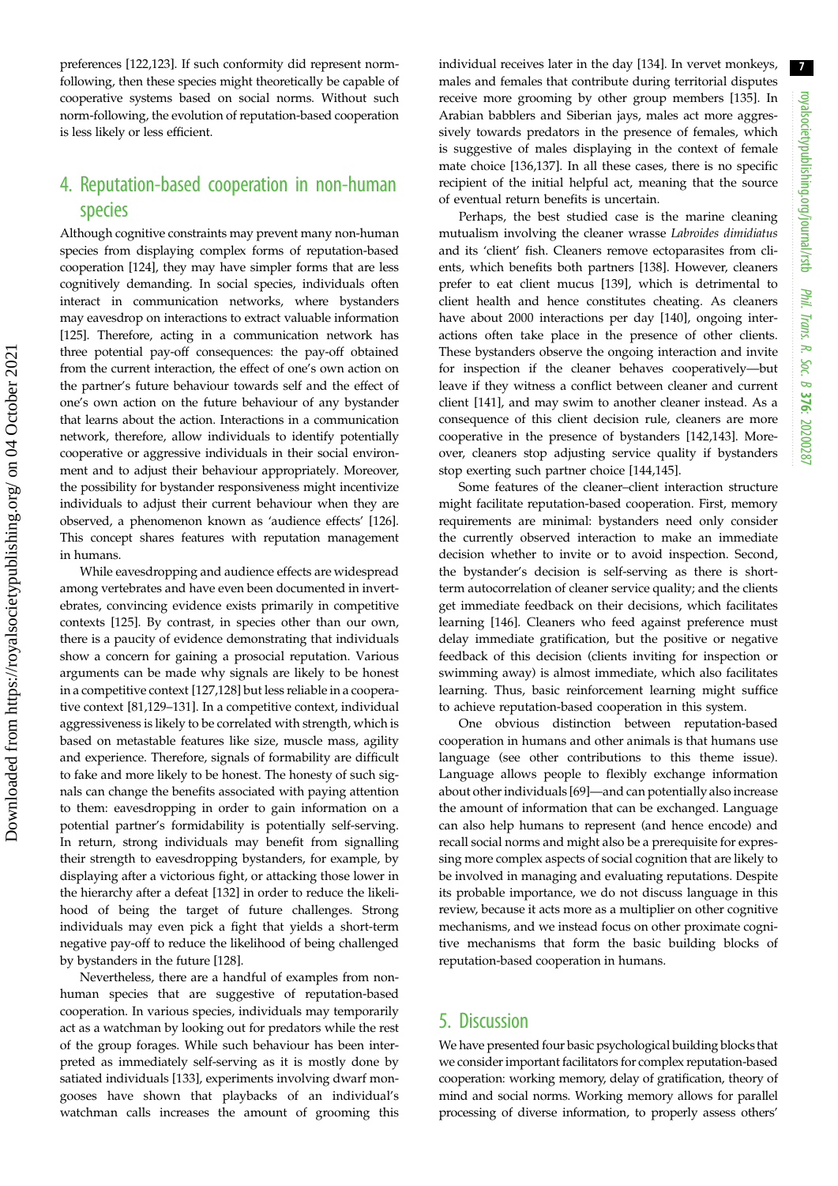preferences [122,123]. If such conformity did represent norm-following, then these species might theoretically be capable of cooperative systems based on social norms. Without such norm-following, the evolution of reputation-based cooperation is less likely or less efficient.

## 4. Reputation-based cooperation in non-human species

Although cognitive constraints may prevent many non-human species from displaying complex forms of reputation-based cooperation [124], they may have simpler forms that are less cognitively demanding. In social species, individuals often interact in communication networks, where bystanders may eavesdrop on interactions to extract valuable information [125]. Therefore, acting in a communication network has three potential pay-off consequences: the pay-off obtained from the current interaction, the effect of one's own action on the partner's future behaviour towards self and the effect of one's own action on the future behaviour of any bystander that learns about the action. Interactions in a communication network, therefore, allow individuals to identify potentially cooperative or aggressive individuals in their social environment and to adjust their behaviour appropriately. Moreover, the possibility for bystander responsiveness might incentivize individuals to adjust their current behaviour when they are observed, a phenomenon known as 'audience effects' [126]. This concept shares features with reputation management in humans.

While eavesdropping and audience effects are widespread among vertebrates and have even been documented in invertebrates, convincing evidence exists primarily in competitive contexts [125]. By contrast, in species other than our own, there is a paucity of evidence demonstrating that individuals show a concern for gaining a prosocial reputation. Various arguments can be made why signals are likely to be honest in a competitive context [127,128] but less reliable in a cooperative context [81,129–131]. In a competitive context, individual aggressiveness is likely to be correlated with strength, which is based on metastable features like size, muscle mass, agility and experience. Therefore, signals of formability are difficult to fake and more likely to be honest. The honesty of such signals can change the benefits associated with paying attention to them: eavesdropping in order to gain information on a potential partner's formidability is potentially self-serving. In return, strong individuals may benefit from signalling their strength to eavesdropping bystanders, for example, by displaying after a victorious fight, or attacking those lower in the hierarchy after a defeat [132] in order to reduce the likelihood of being the target of future challenges. Strong individuals may even pick a fight that yields a short-term negative pay-off to reduce the likelihood of being challenged by bystanders in the future [128].

Nevertheless, there are a handful of examples from non-human species that are suggestive of reputation-based cooperation. In various species, individuals may temporarily act as a watchman by looking out for predators while the rest of the group forages. While such behaviour has been interpreted as immediately self-serving as it is mostly done by satiated individuals [133], experiments involving dwarf mongooses have shown that playbacks of an individual's watchman calls increases the amount of grooming this individual receives later in the day [134]. In vervet monkeys, males and females that contribute during territorial disputes receive more grooming by other group members [135]. In Arabian babblers and Siberian jays, males act more aggressively towards predators in the presence of females, which is suggestive of males displaying in the context of female mate choice [136,137]. In all these cases, there is no specific recipient of the initial helpful act, meaning that the source of eventual return benefits is uncertain.

Perhaps, the best studied case is the marine cleaning mutualism involving the cleaner wrasse *Labroides dimidiatus* and its 'client' fish. Cleaners remove ectoparasites from clients, which benefits both partners [138]. However, cleaners prefer to eat client mucus [139], which is detrimental to client health and hence constitutes cheating. As cleaners have about 2000 interactions per day [140], ongoing interactions often take place in the presence of other clients. These bystanders observe the ongoing interaction and invite for inspection if the cleaner behaves cooperatively—but leave if they witness a conflict between cleaner and current client [141], and may swim to another cleaner instead. As a consequence of this client decision rule, cleaners are more cooperative in the presence of bystanders [142,143]. Moreover, cleaners stop adjusting service quality if bystanders stop exerting such partner choice [144,145].

Some features of the cleaner–client interaction structure might facilitate reputation-based cooperation. First, memory requirements are minimal: bystanders need only consider the currently observed interaction to make an immediate decision whether to invite or to avoid inspection. Second, the bystander's decision is self-serving as there is short-term autocorrelation of cleaner service quality; and the clients get immediate feedback on their decisions, which facilitates learning [146]. Cleaners who feed against preference must delay immediate gratification, but the positive or negative feedback of this decision (clients inviting for inspection or swimming away) is almost immediate, which also facilitates learning. Thus, basic reinforcement learning might suffice to achieve reputation-based cooperation in this system.

One obvious distinction between reputation-based cooperation in humans and other animals is that humans use language (see other contributions to this theme issue). Language allows people to flexibly exchange information about other individuals [69]—and can potentially also increase the amount of information that can be exchanged. Language can also help humans to represent (and hence encode) and recall social norms and might also be a prerequisite for expressing more complex aspects of social cognition that are likely to be involved in managing and evaluating reputations. Despite its probable importance, we do not discuss language in this review, because it acts more as a multiplier on other cognitive mechanisms, and we instead focus on other proximate cognitive mechanisms that form the basic building blocks of reputation-based cooperation in humans.

## 5. Discussion

We have presented four basic psychological building blocks that we consider important facilitators for complex reputation-based cooperation: working memory, delay of gratification, theory of mind and social norms. Working memory allows for parallel processing of diverse information, to properly assess others'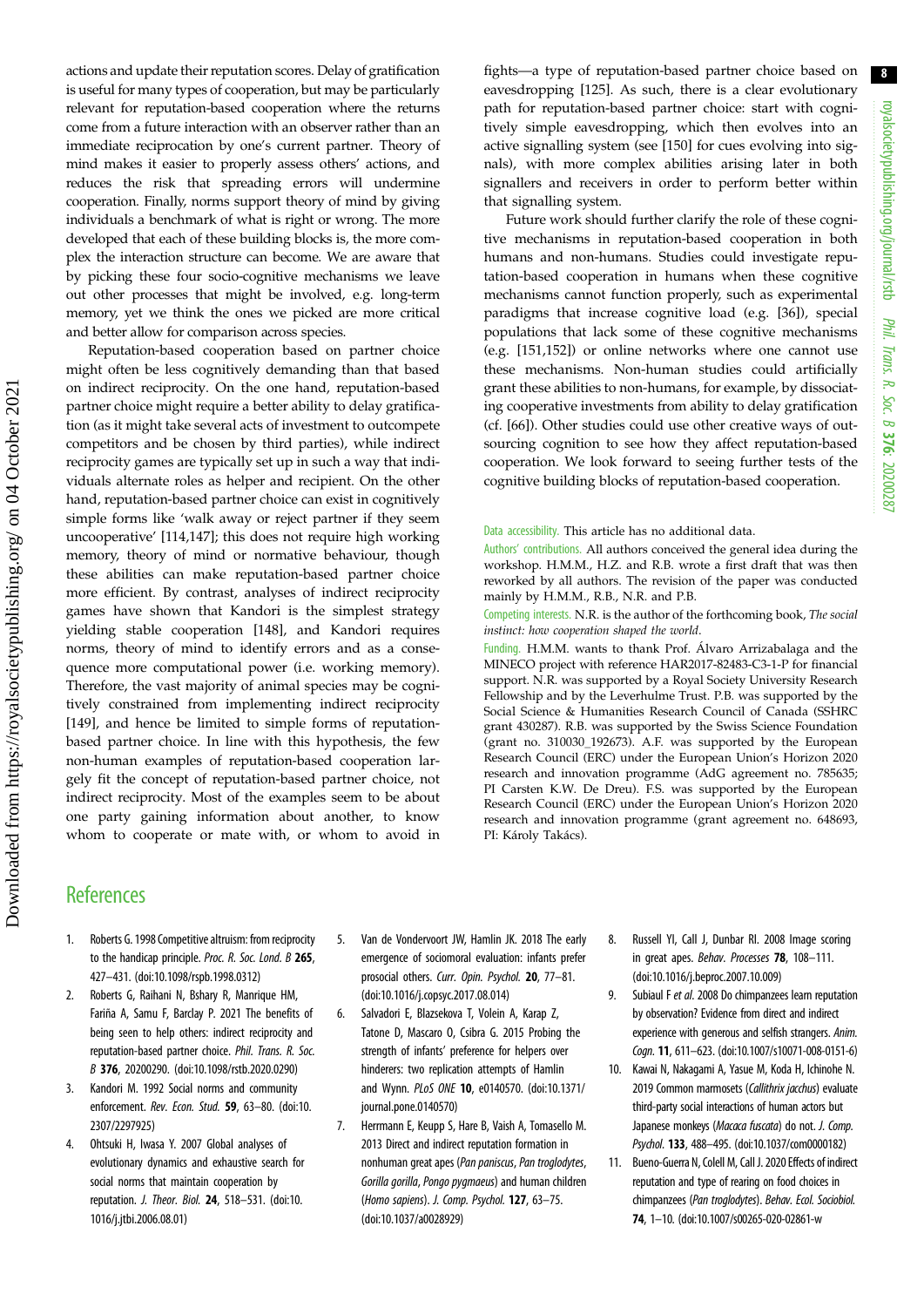actions and update their reputation scores. Delay of gratification is useful for many types of cooperation, but may be particularly relevant for reputation-based cooperation where the returns come from a future interaction with an observer rather than an immediate reciprocation by one's current partner. Theory of mind makes it easier to properly assess others' actions, and reduces the risk that spreading errors will undermine cooperation. Finally, norms support theory of mind by giving individuals a benchmark of what is right or wrong. The more developed that each of these building blocks is, the more complex the interaction structure can become. We are aware that by picking these four socio-cognitive mechanisms we leave out other processes that might be involved, e.g. long-term memory, yet we think the ones we picked are more critical and better allow for comparison across species.

Reputation-based cooperation based on partner choice might often be less cognitively demanding than that based on indirect reciprocity. On the one hand, reputation-based partner choice might require a better ability to delay gratification (as it might take several acts of investment to outcompete competitors and be chosen by third parties), while indirect reciprocity games are typically set up in such a way that individuals alternate roles as helper and recipient. On the other hand, reputation-based partner choice can exist in cognitively simple forms like 'walk away or reject partner if they seem uncooperative' [114,147]; this does not require high working memory, theory of mind or normative behaviour, though these abilities can make reputation-based partner choice more efficient. By contrast, analyses of indirect reciprocity games have shown that Kandori is the simplest strategy yielding stable cooperation [148], and Kandori requires norms, theory of mind to identify errors and as a consequence more computational power (i.e. working memory). Therefore, the vast majority of animal species may be cognitively constrained from implementing indirect reciprocity [149], and hence be limited to simple forms of reputation-based partner choice. In line with this hypothesis, the few non-human examples of reputation-based cooperation largely fit the concept of reputation-based partner choice, not indirect reciprocity. Most of the examples seem to be about one party gaining information about another, to know whom to cooperate or mate with, or whom to avoid in fights—a type of reputation-based partner choice based on eavesdropping [125]. As such, there is a clear evolutionary path for reputation-based partner choice: start with cognitively simple eavesdropping, which then evolves into an active signalling system (see [150] for cues evolving into signals), with more complex abilities arising later in both signallers and receivers in order to perform better within that signalling system.

Future work should further clarify the role of these cognitive mechanisms in reputation-based cooperation in both humans and non-humans. Studies could investigate reputation-based cooperation in humans when these cognitive mechanisms cannot function properly, such as experimental paradigms that increase cognitive load (e.g. [36]), special populations that lack some of these cognitive mechanisms (e.g. [151,152]) or online networks where one cannot use these mechanisms. Non-human studies could artificially grant these abilities to non-humans, for example, by dissociating cooperative investments from ability to delay gratification (cf. [66]). Other studies could use other creative ways of outsourcing cognition to see how they affect reputation-based cooperation. We look forward to seeing further tests of the cognitive building blocks of reputation-based cooperation.

Data accessibility. This article has no additional data.

Authors' contributions. All authors conceived the general idea during the workshop. H.M.M., H.Z. and R.B. wrote a first draft that was then reworked by all authors. The revision of the paper was conducted mainly by H.M.M., R.B., N.R. and P.B.

Competing interests. N.R. is the author of the forthcoming book, *The social instinct: how cooperation shaped the world*.

Funding. H.M.M. wants to thank Prof. Álvaro Arrizabalaga and the MINECO project with reference HAR2017-82483-C3-1-P for financial support. N.R. was supported by a Royal Society University Research Fellowship and by the Leverhulme Trust. P.B. was supported by the Social Science & Humanities Research Council of Canada (SSHRC grant 430287). R.B. was supported by the Swiss Science Foundation (grant no. 310030_192673). A.F. was supported by the European Research Council (ERC) under the European Union's Horizon 2020 research and innovation programme (AdG agreement no. 785635; PI Carsten K.W. De Dreu). F.S. was supported by the European Research Council (ERC) under the European Union's Horizon 2020 research and innovation programme (grant agreement no. 648693, PI: Károly Takács).

## References

1. Roberts G. 1998 Competitive altruism: from reciprocity to the handicap principle. *Proc. R. Soc. Lond. B* **265**, 427–431. (doi:10.1098/rspb.1998.0312)
2. Roberts G, Raihani N, Bshary R, Manrique HM, Fariña A, Samu F, Barclay P. 2021 The benefits of being seen to help others: indirect reciprocity and reputation-based partner choice. *Phil. Trans. R. Soc. B* **376**, 20200290. (doi:10.1098/rstb.2020.0290)
3. Kandori M. 1992 Social norms and community enforcement. *Rev. Econ. Stud.* **59**, 63–80. (doi:10.2307/2297925)
4. Ohtsuki H, Iwasa Y. 2007 Global analyses of evolutionary dynamics and exhaustive search for social norms that maintain cooperation by reputation. *J. Theor. Biol.* **24**, 518–531. (doi:10.1016/j.jtbi.2006.08.01)
5. Van de Vondervoort JW, Hamlin JK. 2018 The early emergence of sociomoral evaluation: infants prefer prosocial others. *Curr. Opin. Psychol.* **20**, 77–81. (doi:10.1016/j.copsyc.2017.08.014)
6. Salvadori E, Blazsekova T, Volein A, Karap Z, Tatone D, Mascaro O, Csibra G. 2015 Probing the strength of infants' preference for helpers over hinderers: two replication attempts of Hamlin and Wynn. *PLoS ONE* **10**, e0140570. (doi:10.1371/journal.pone.0140570)
7. Herrmann E, Keupp S, Hare B, Vaish A, Tomasello M. 2013 Direct and indirect reputation formation in nonhuman great apes (*Pan paniscus*, *Pan troglodytes*, *Gorilla gorilla*, *Pongo pygmaeus*) and human children (*Homo sapiens*). *J. Comp. Psychol.* **127**, 63–75. (doi:10.1037/a0028929)
8. Russell YI, Call J, Dunbar RI. 2008 Image scoring in great apes. *Behav. Processes* **78**, 108–111. (doi:10.1016/j.beproc.2007.10.009)
9. Subiaul F *et al.* 2008 Do chimpanzees learn reputation by observation? Evidence from direct and indirect experience with generous and selfish strangers. *Anim. Cogn.* **11**, 611–623. (doi:10.1007/s10071-008-0151-6)
10. Kawai N, Nakagami A, Yasue M, Koda H, Ichinohe N. 2019 Common marmosets (*Callithrix jacchus*) evaluate third-party social interactions of human actors but Japanese monkeys (*Macaca fuscata*) do not. *J. Comp. Psychol.* **133**, 488–495. (doi:10.1037/com0000182)
11. Bueno-Guerra N, Colell M, Call J. 2020 Effects of indirect reputation and type of rearing on food choices in chimpanzees (*Pan troglodytes*). *Behav. Ecol. Sociobiol.* **74**, 1–10. (doi:10.1007/s00265-020-02861-w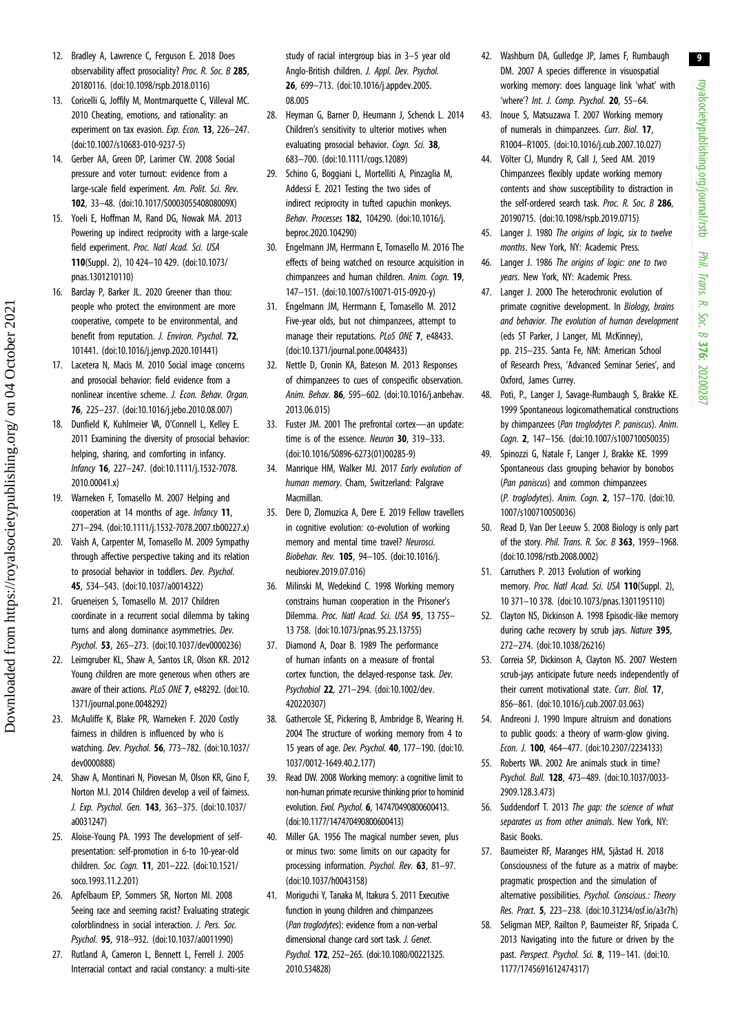12. Bradley A, Lawrence C, Ferguson E. 2018 Does observability affect prosociality? *Proc. R. Soc. B* **285**, 20180116. (doi:10.1098/rspb.2018.0116)
13. Coricelli G, Joffily M, Montmarquette C, Villeval MC. 2010 Cheating, emotions, and rationality: an experiment on tax evasion. *Exp. Econ.* **13**, 226–247. (doi:10.1007/s10683-010-9237-5)
14. Gerber AA, Green DP, Larimer CW. 2008 Social pressure and voter turnout: evidence from a large-scale field experiment. *Am. Polit. Sci. Rev.* **102**, 33–48. (doi:10.1017/S000305540808009X)
15. Yoeli E, Hoffman M, Rand DG, Nowak MA. 2013 Powering up indirect reciprocity with a large-scale field experiment. *Proc. Natl Acad. Sci. USA* **110**(Suppl. 2), 10 424–10 429. (doi:10.1073/pnas.1301210110)
16. Barclay P, Barker JL. 2020 Greener than thou: people who protect the environment are more cooperative, compete to be environmental, and benefit from reputation. *J. Environ. Psychol.* **72**, 101441. (doi:10.1016/j.jenvp.2020.101441)
17. Lacetera N, Macis M. 2010 Social image concerns and prosocial behavior: field evidence from a nonlinear incentive scheme. *J. Econ. Behav. Organ.* **76**, 225–237. (doi:10.1016/j.jebo.2010.08.007)
18. Dunfield K, Kuhlmeier VA, O'Connell L, Kelley E. 2011 Examining the diversity of prosocial behavior: helping, sharing, and comforting in infancy. *Infancy* **16**, 227–247. (doi:10.1111/j.1532-7078.2010.00041.x)
19. Warneken F, Tomasello M. 2007 Helping and cooperation at 14 months of age. *Infancy* **11**, 271–294. (doi:10.1111/j.1532-7078.2007.tb00227.x)
20. Vaish A, Carpenter M, Tomasello M. 2009 Sympathy through affective perspective taking and its relation to prosocial behavior in toddlers. *Dev. Psychol.* **45**, 534–543. (doi:10.1037/a0014322)
21. Grueneisen S, Tomasello M. 2017 Children coordinate in a recurrent social dilemma by taking turns and along dominance asymmetries. *Dev. Psychol.* **53**, 265–273. (doi:10.1037/dev0000236)
22. Leimgruber KL, Shaw A, Santos LR, Olson KR. 2012 Young children are more generous when others are aware of their actions. *PLoS ONE* **7**, e48292. (doi:10.1371/journal.pone.0048292)
23. McAuliffe K, Blake PR, Warneken F. 2020 Costly fairness in children is influenced by who is watching. *Dev. Psychol.* **56**, 773–782. (doi:10.1037/dev0000888)
24. Shaw A, Montinari N, Piovesan M, Olson KR, Gino F, Norton M.I. 2014 Children develop a veil of fairness. *J. Exp. Psychol. Gen.* **143**, 363–375. (doi:10.1037/a0031247)
25. Aloise-Young PA. 1993 The development of self-presentation: self-promotion in 6-to 10-year-old children. *Soc. Cogn.* **11**, 201–222. (doi:10.1521/soco.1993.11.2.201)
26. Apfelbaum EP, Sommers SR, Norton MI. 2008 Seeing race and seeming racist? Evaluating strategic colorblindness in social interaction. *J. Pers. Soc. Psychol.* **95**, 918–932. (doi:10.1037/a0011990)
27. Rutland A, Cameron L, Bennett L, Ferrell J. 2005 Interracial contact and racial constancy: a multi-site study of racial intergroup bias in 3–5 year old Anglo-British children. *J. Appl. Dev. Psychol.* **26**, 699–713. (doi:10.1016/j.appdev.2005.08.005
28. Heyman G, Barner D, Heumann J, Schenck L. 2014 Children's sensitivity to ulterior motives when evaluating prosocial behavior. *Cogn. Sci.* **38**, 683–700. (doi:10.1111/cogs.12089)
29. Schino G, Boggiani L, Mortelliti A, Pinzaglia M, Addessi E. 2021 Testing the two sides of indirect reciprocity in tufted capuchin monkeys. *Behav. Processes* **182**, 104290. (doi:10.1016/j.beproc.2020.104290)
30. Engelmann JM, Herrmann E, Tomasello M. 2016 The effects of being watched on resource acquisition in chimpanzees and human children. *Anim. Cogn.* **19**, 147–151. (doi:10.1007/s10071-015-0920-y)
31. Engelmann JM, Herrmann E, Tomasello M. 2012 Five-year olds, but not chimpanzees, attempt to manage their reputations. *PLoS ONE* **7**, e48433. (doi:10.1371/journal.pone.0048433)
32. Nettle D, Cronin KA, Bateson M. 2013 Responses of chimpanzees to cues of conspecific observation. *Anim. Behav.* **86**, 595–602. (doi:10.1016/j.anbehav.2013.06.015)
33. Fuster JM. 2001 The prefrontal cortex—an update: time is of the essence. *Neuron* **30**, 319–333. (doi:10.1016/S0896-6273(01)00285-9)
34. Manrique HM, Walker MJ. 2017 *Early evolution of human memory*. Cham, Switzerland: Palgrave Macmillan.
35. Dere D, Zlomuzica A, Dere E. 2019 Fellow travellers in cognitive evolution: co-evolution of working memory and mental time travel? *Neurosci. Biobehav. Rev.* **105**, 94–105. (doi:10.1016/j.neubiorev.2019.07.016)
36. Milinski M, Wedekind C. 1998 Working memory constrains human cooperation in the Prisoner's Dilemma. *Proc. Natl Acad. Sci. USA* **95**, 13 755–13 758. (doi:10.1073/pnas.95.23.13755)
37. Diamond A, Doar B. 1989 The performance of human infants on a measure of frontal cortex function, the delayed-response task. *Dev. Psychobiol* **22**, 271–294. (doi:10.1002/dev.420220307)
38. Gathercole SE, Pickering B, Ambridge B, Wearing H. 2004 The structure of working memory from 4 to 15 years of age. *Dev. Psychol.* **40**, 177–190. (doi:10.1037/0012-1649.40.2.177)
39. Read DW. 2008 Working memory: a cognitive limit to non-human primate recursive thinking prior to hominid evolution. *Evol. Psychol.* **6**, 147470490800600413. (doi:10.1177/147470490800600413)
40. Miller GA. 1956 The magical number seven, plus or minus two: some limits on our capacity for processing information. *Psychol. Rev.* **63**, 81–97. (doi:10.1037/h0043158)
41. Moriguchi Y, Tanaka M, Itakura S. 2011 Executive function in young children and chimpanzees (*Pan troglodytes*): evidence from a non-verbal dimensional change card sort task. *J. Genet. Psychol.* **172**, 252–265. (doi:10.1080/00221325.2010.534828)
42. Washburn DA, Gulledge JP, James F, Rumbaugh DM. 2007 A species difference in visuospatial working memory: does language link 'what' with 'where'? *Int. J. Comp. Psychol.* **20**, 55–64.
43. Inoue S, Matsuzawa T. 2007 Working memory of numerals in chimpanzees. *Curr. Biol.* **17**, R1004–R1005. (doi:10.1016/j.cub.2007.10.027)
44. Völter CJ, Mundry R, Call J, Seed AM. 2019 Chimpanzees flexibly update working memory contents and show susceptibility to distraction in the self-ordered search task. *Proc. R. Soc. B* **286**, 20190715. (doi:10.1098/rspb.2019.0715)
45. Langer J. 1980 *The origins of logic, six to twelve months*. New York, NY: Academic Press.
46. Langer J. 1986 *The origins of logic: one to two years*. New York, NY: Academic Press.
47. Langer J. 2000 The heterochronic evolution of primate cognitive development. In *Biology, brains and behavior. The evolution of human development* (eds ST Parker, J Langer, ML McKinney), pp. 215–235. Santa Fe, NM: American School of Research Press, 'Advanced Seminar Series', and Oxford, James Currey.
48. Potì, P., Langer J, Savage-Rumbaugh S, Brakke KE. 1999 Spontaneous logicomathematical constructions by chimpanzees (*Pan troglodytes P. paniscus*). *Anim. Cogn.* **2**, 147–156. (doi:10.1007/s100710050035)
49. Spinozzi G, Natale F, Langer J, Brakke KE. 1999 Spontaneous class grouping behavior by bonobos (*Pan paniscus*) and common chimpanzees (*P. troglodytes*). *Anim. Cogn.* **2**, 157–170. (doi:10.1007/s100710050036)
50. Read D, Van Der Leeuw S. 2008 Biology is only part of the story. *Phil. Trans. R. Soc. B* **363**, 1959–1968. (doi:10.1098/rstb.2008.0002)
51. Carruthers P. 2013 Evolution of working memory. *Proc. Natl Acad. Sci. USA* **110**(Suppl. 2), 10 371–10 378. (doi:10.1073/pnas.1301195110)
52. Clayton NS, Dickinson A. 1998 Episodic-like memory during cache recovery by scrub jays. *Nature* **395**, 272–274. (doi:10.1038/26216)
53. Correia SP, Dickinson A, Clayton NS. 2007 Western scrub-jays anticipate future needs independently of their current motivational state. *Curr. Biol.* **17**, 856–861. (doi:10.1016/j.cub.2007.03.063)
54. Andreoni J. 1990 Impure altruism and donations to public goods: a theory of warm-glow giving. *Econ. J.* **100**, 464–477. (doi:10.2307/2234133)
55. Roberts WA. 2002 Are animals stuck in time? *Psychol. Bull.* **128**, 473–489. (doi:10.1037/0033-2909.128.3.473)
56. Suddendorf T. 2013 *The gap: the science of what separates us from other animals*. New York, NY: Basic Books.
57. Baumeister RF, Maranges HM, Sjåstad H. 2018 Consciousness of the future as a matrix of maybe: pragmatic prospection and the simulation of alternative possibilities. *Psychol. Conscious.: Theory Res. Pract.* **5**, 223–238. (doi:10.31234/osf.io/a3r7h)
58. Seligman MEP, Railton P, Baumeister RF, Sripada C. 2013 Navigating into the future or driven by the past. *Perspect. Psychol. Sci.* **8**, 119–141. (doi:10.1177/1745691612474317)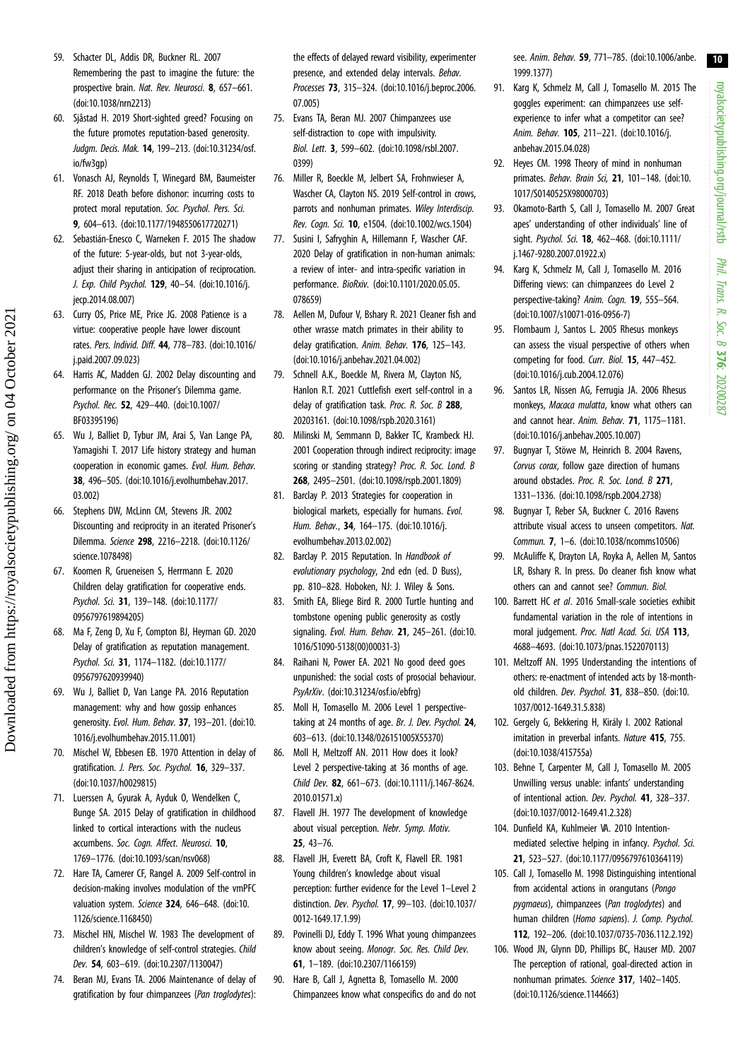59. Schacter DL, Addis DR, Buckner RL. 2007 Remembering the past to imagine the future: the prospective brain. *Nat. Rev. Neurosci.* **8**, 657–661. (doi:10.1038/nrn2213)
60. Sjåstad H. 2019 Short-sighted greed? Focusing on the future promotes reputation-based generosity. *Judgm. Decis. Mak.* **14**, 199–213. (doi:10.31234/osf.io/fw3gp)
61. Vonasch AJ, Reynolds T, Winegard BM, Baumeister RF. 2018 Death before dishonor: incurring costs to protect moral reputation. *Soc. Psychol. Pers. Sci.* **9**, 604–613. (doi:10.1177/1948550617720271)
62. Sebastián-Enesco C, Warneken F. 2015 The shadow of the future: 5-year-olds, but not 3-year-olds, adjust their sharing in anticipation of reciprocation. *J. Exp. Child Psychol.* **129**, 40–54. (doi:10.1016/j.jecp.2014.08.007)
63. Curry OS, Price ME, Price JG. 2008 Patience is a virtue: cooperative people have lower discount rates. *Pers. Individ. Diff.* **44**, 778–783. (doi:10.1016/j.paid.2007.09.023)
64. Harris AC, Madden GJ. 2002 Delay discounting and performance on the Prisoner's Dilemma game. *Psychol. Rec.* **52**, 429–440. (doi:10.1007/BF03395196)
65. Wu J, Balliet D, Tybur JM, Arai S, Van Lange PA, Yamagishi T. 2017 Life history strategy and human cooperation in economic games. *Evol. Hum. Behav.* **38**, 496–505. (doi:10.1016/j.evolhumbehav.2017.03.002)
66. Stephens DW, McLinn CM, Stevens JR. 2002 Discounting and reciprocity in an iterated Prisoner's Dilemma. *Science* **298**, 2216–2218. (doi:10.1126/science.1078498)
67. Koomen R, Grueneisen S, Herrmann E. 2020 Children delay gratification for cooperative ends. *Psychol. Sci.* **31**, 139–148. (doi:10.1177/0956797619894205)
68. Ma F, Zeng D, Xu F, Compton BJ, Heyman GD. 2020 Delay of gratification as reputation management. *Psychol. Sci.* **31**, 1174–1182. (doi:10.1177/0956797620939940)
69. Wu J, Balliet D, Van Lange PA. 2016 Reputation management: why and how gossip enhances generosity. *Evol. Hum. Behav.* **37**, 193–201. (doi:10.1016/j.evolhumbehav.2015.11.001)
70. Mischel W, Ebbesen EB. 1970 Attention in delay of gratification. *J. Pers. Soc. Psychol.* **16**, 329–337. (doi:10.1037/h0029815)
71. Luerssen A, Gyurak A, Ayduk O, Wendelken C, Bunge SA. 2015 Delay of gratification in childhood linked to cortical interactions with the nucleus accumbens. *Soc. Cogn. Affect. Neurosci.* **10**, 1769–1776. (doi:10.1093/scan/nsv068)
72. Hare TA, Camerer CF, Rangel A. 2009 Self-control in decision-making involves modulation of the vmPFC valuation system. *Science* **324**, 646–648. (doi:10.1126/science.1168450)
73. Mischel HN, Mischel W. 1983 The development of children's knowledge of self-control strategies. *Child Dev.* **54**, 603–619. (doi:10.2307/1130047)
74. Beran MJ, Evans TA. 2006 Maintenance of delay of gratification by four chimpanzees (*Pan troglodytes*): the effects of delayed reward visibility, experimenter presence, and extended delay intervals. *Behav. Processes* **73**, 315–324. (doi:10.1016/j.beproc.2006.07.005)
75. Evans TA, Beran MJ. 2007 Chimpanzees use self-distraction to cope with impulsivity. *Biol. Lett.* **3**, 599–602. (doi:10.1098/rsbl.2007.0399)
76. Miller R, Boeckle M, Jelbert SA, Frohnwieser A, Wascher CA, Clayton NS. 2019 Self-control in crows, parrots and nonhuman primates. *Wiley Interdiscip. Rev. Cogn. Sci.* **10**, e1504. (doi:10.1002/wcs.1504)
77. Susini I, Safryghin A, Hillemann F, Wascher CAF. 2020 Delay of gratification in non-human animals: a review of inter- and intra-specific variation in performance. *BioRxiv*. (doi:10.1101/2020.05.05.078659)
78. Aellen M, Dufour V, Bshary R. 2021 Cleaner fish and other wrasse match primates in their ability to delay gratification. *Anim. Behav.* **176**, 125–143. (doi:10.1016/j.anbehav.2021.04.002)
79. Schnell A.K., Boeckle M, Rivera M, Clayton NS, Hanlon R.T. 2021 Cuttlefish exert self-control in a delay of gratification task. *Proc. R. Soc. B* **288**, 20203161. (doi:10.1098/rspb.2020.3161)
80. Milinski M, Semmann D, Bakker TC, Krambeck HJ. 2001 Cooperation through indirect reciprocity: image scoring or standing strategy? *Proc. R. Soc. Lond. B* **268**, 2495–2501. (doi:10.1098/rspb.2001.1809)
81. Barclay P. 2013 Strategies for cooperation in biological markets, especially for humans. *Evol. Hum. Behav.*, **34**, 164–175. (doi:10.1016/j.evolhumbehav.2013.02.002)
82. Barclay P. 2015 Reputation. In *Handbook of evolutionary psychology*, 2nd edn (ed. D Buss), pp. 810–828. Hoboken, NJ: J. Wiley & Sons.
83. Smith EA, Bliege Bird R. 2000 Turtle hunting and tombstone opening public generosity as costly signaling. *Evol. Hum. Behav.* **21**, 245–261. (doi:10.1016/S1090-5138(00)00031-3)
84. Raihani N, Power EA. 2021 No good deed goes unpunished: the social costs of prosocial behaviour. *PsyArXiv*. (doi:10.31234/osf.io/ebfrg)
85. Moll H, Tomasello M. 2006 Level 1 perspective-taking at 24 months of age. *Br. J. Dev. Psychol.* **24**, 603–613. (doi:10.1348/026151005X55370)
86. Moll H, Meltzoff AN. 2011 How does it look? Level 2 perspective-taking at 36 months of age. *Child Dev.* **82**, 661–673. (doi:10.1111/j.1467-8624.2010.01571.x)
87. Flavell JH. 1977 The development of knowledge about visual perception. *Nebr. Symp. Motiv.* **25**, 43–76.
88. Flavell JH, Everett BA, Croft K, Flavell ER. 1981 Young children's knowledge about visual perception: further evidence for the Level 1–Level 2 distinction. *Dev. Psychol.* **17**, 99–103. (doi:10.1037/0012-1649.17.1.99)
89. Povinelli DJ, Eddy T. 1996 What young chimpanzees know about seeing. *Monogr. Soc. Res. Child Dev.* **61**, 1–189. (doi:10.2307/1166159)
90. Hare B, Call J, Agnetta B, Tomasello M. 2000 Chimpanzees know what conspecifics do and do not see. *Anim. Behav.* **59**, 771–785. (doi:10.1006/anbe.1999.1377)
91. Karg K, Schmelz M, Call J, Tomasello M. 2015 The goggles experiment: can chimpanzees use self-experience to infer what a competitor can see? *Anim. Behav.* **105**, 211–221. (doi:10.1016/j.anbehav.2015.04.028)
92. Heyes CM. 1998 Theory of mind in nonhuman primates. *Behav. Brain Sci*, **21**, 101–148. (doi:10.1017/S0140525X98000703)
93. Okamoto-Barth S, Call J, Tomasello M. 2007 Great apes' understanding of other individuals' line of sight. *Psychol. Sci.* **18**, 462–468. (doi:10.1111/j.1467-9280.2007.01922.x)
94. Karg K, Schmelz M, Call J, Tomasello M. 2016 Differing views: can chimpanzees do Level 2 perspective-taking? *Anim. Cogn.* **19**, 555–564. (doi:10.1007/s10071-016-0956-7)
95. Flombaum J, Santos L. 2005 Rhesus monkeys can assess the visual perspective of others when competing for food. *Curr. Biol.* **15**, 447–452. (doi:10.1016/j.cub.2004.12.076)
96. Santos LR, Nissen AG, Ferrugia JA. 2006 Rhesus monkeys, *Macaca mulatta*, know what others can and cannot hear. *Anim. Behav.* **71**, 1175–1181. (doi:10.1016/j.anbehav.2005.10.007)
97. Bugnyar T, Stöwe M, Heinrich B. 2004 Ravens, *Corvus corax*, follow gaze direction of humans around obstacles. *Proc. R. Soc. Lond. B* **271**, 1331–1336. (doi:10.1098/rspb.2004.2738)
98. Bugnyar T, Reber SA, Buckner C. 2016 Ravens attribute visual access to unseen competitors. *Nat. Commun.* **7**, 1–6. (doi:10.1038/ncomms10506)
99. McAuliffe K, Drayton LA, Royka A, Aellen M, Santos LR, Bshary R. In press. Do cleaner fish know what others can and cannot see? *Commun. Biol.*
100. Barrett HC *et al*. 2016 Small-scale societies exhibit fundamental variation in the role of intentions in moral judgement. *Proc. Natl Acad. Sci. USA* **113**, 4688–4693. (doi:10.1073/pnas.1522070113)
101. Meltzoff AN. 1995 Understanding the intentions of others: re-enactment of intended acts by 18-month-old children. *Dev. Psychol.* **31**, 838–850. (doi:10.1037/0012-1649.31.5.838)
102. Gergely G, Bekkering H, Király I. 2002 Rational imitation in preverbal infants. *Nature* **415**, 755. (doi:10.1038/415755a)
103. Behne T, Carpenter M, Call J, Tomasello M. 2005 Unwilling versus unable: infants' understanding of intentional action. *Dev. Psychol.* **41**, 328–337. (doi:10.1037/0012-1649.41.2.328)
104. Dunfield KA, Kuhlmeier VA. 2010 Intention-mediated selective helping in infancy. *Psychol. Sci.* **21**, 523–527. (doi:10.1177/0956797610364119)
105. Call J, Tomasello M. 1998 Distinguishing intentional from accidental actions in orangutans (*Pongo pygmaeus*), chimpanzees (*Pan troglodytes*) and human children (*Homo sapiens*). *J. Comp. Psychol.* **112**, 192–206. (doi:10.1037/0735-7036.112.2.192)
106. Wood JN, Glynn DD, Phillips BC, Hauser MD. 2007 The perception of rational, goal-directed action in nonhuman primates. *Science* **317**, 1402–1405. (doi:10.1126/science.1144663)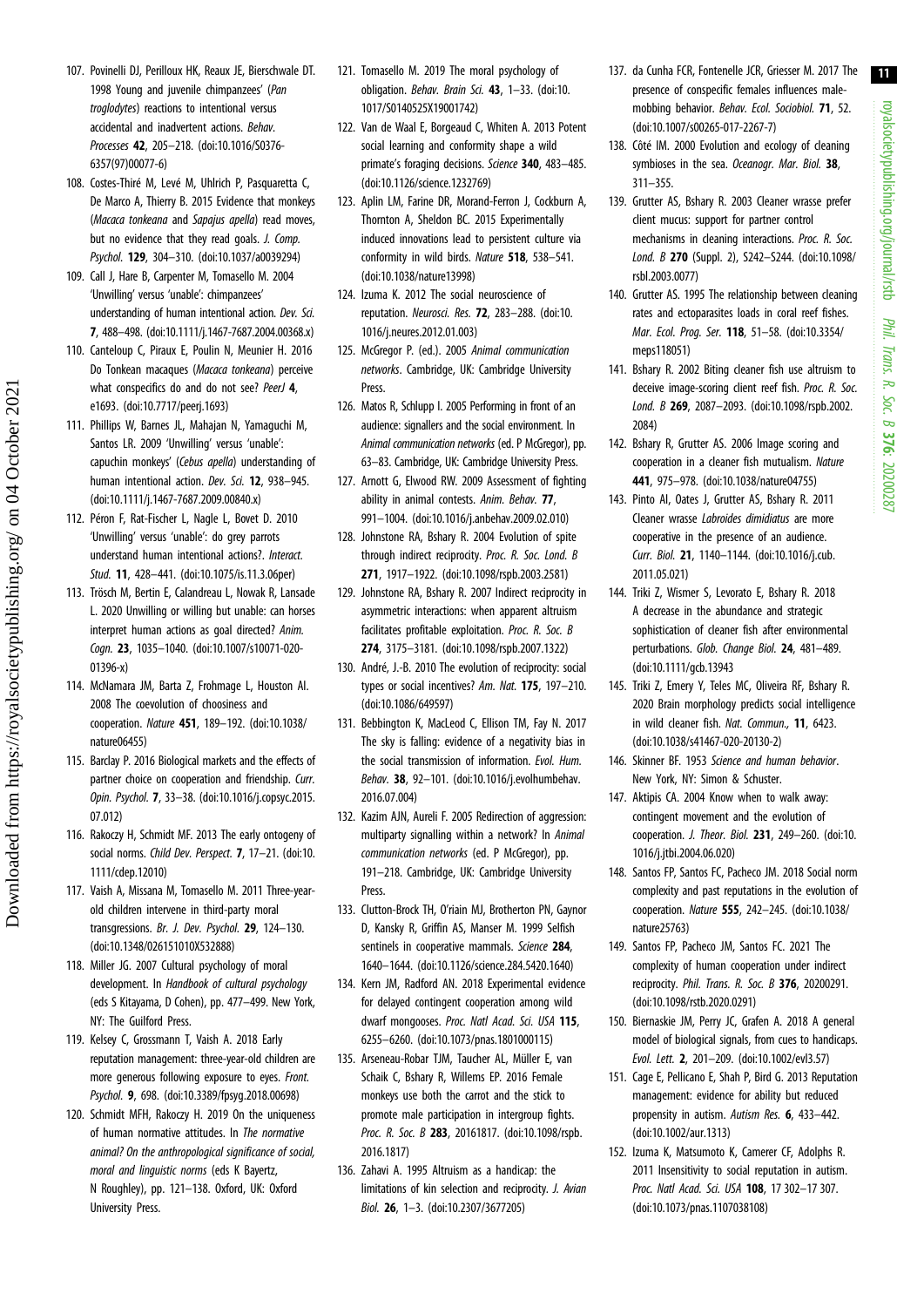107. Povinelli DJ, Perilloux HK, Reaux JE, Bierschwale DT. 1998 Young and juvenile chimpanzees' (*Pan troglodytes*) reactions to intentional versus accidental and inadvertent actions. *Behav. Processes* **42**, 205–218. (doi:10.1016/S0376-6357(97)00077-6)

108. Costes-Thiré M, Levé M, Uhlrich P, Pasquaretta C, De Marco A, Thierry B. 2015 Evidence that monkeys (*Macaca tonkeana* and *Sapajus apella*) read moves, but no evidence that they read goals. *J. Comp. Psychol.* **129**, 304–310. (doi:10.1037/a0039294)

109. Call J, Hare B, Carpenter M, Tomasello M. 2004 'Unwilling' versus 'unable': chimpanzees' understanding of human intentional action. *Dev. Sci.* **7**, 488–498. (doi:10.1111/j.1467-7687.2004.00368.x)

110. Canteloup C, Piraux E, Poulin N, Meunier H. 2016 Do Tonkean macaques (*Macaca tonkeana*) perceive what conspecifics do and do not see? *PeerJ* **4**, e1693. (doi:10.7717/peerj.1693)

111. Phillips W, Barnes JL, Mahajan N, Yamaguchi M, Santos LR. 2009 'Unwilling' versus 'unable': capuchin monkeys' (*Cebus apella*) understanding of human intentional action. *Dev. Sci.* **12**, 938–945. (doi:10.1111/j.1467-7687.2009.00840.x)

112. Péron F, Rat-Fischer L, Nagle L, Bovet D. 2010 'Unwilling' versus 'unable': do grey parrots understand human intentional actions?. *Interact. Stud.* **11**, 428–441. (doi:10.1075/is.11.3.06per)

113. Trösch M, Bertin E, Calandreau L, Nowak R, Lansade L. 2020 Unwilling or willing but unable: can horses interpret human actions as goal directed? *Anim. Cogn.* **23**, 1035–1040. (doi:10.1007/s10071-020-01396-x)

114. McNamara JM, Barta Z, Frohmage L, Houston AI. 2008 The coevolution of choosiness and cooperation. *Nature* **451**, 189–192. (doi:10.1038/nature06455)

115. Barclay P. 2016 Biological markets and the effects of partner choice on cooperation and friendship. *Curr. Opin. Psychol.* **7**, 33–38. (doi:10.1016/j.copsyc.2015.07.012)

116. Rakoczy H, Schmidt MF. 2013 The early ontogeny of social norms. *Child Dev. Perspect.* **7**, 17–21. (doi:10.1111/cdep.12010)

117. Vaish A, Missana M, Tomasello M. 2011 Three-year-old children intervene in third-party moral transgressions. *Br. J. Dev. Psychol.* **29**, 124–130. (doi:10.1348/026151010X532888)

118. Miller JG. 2007 Cultural psychology of moral development. In *Handbook of cultural psychology* (eds S Kitayama, D Cohen), pp. 477–499. New York, NY: The Guilford Press.

119. Kelsey C, Grossmann T, Vaish A. 2018 Early reputation management: three-year-old children are more generous following exposure to eyes. *Front. Psychol.* **9**, 698. (doi:10.3389/fpsyg.2018.00698)

120. Schmidt MFH, Rakoczy H. 2019 On the uniqueness of human normative attitudes. In *The normative animal? On the anthropological significance of social, moral and linguistic norms* (eds K Bayertz, N Roughley), pp. 121–138. Oxford, UK: Oxford University Press.

121. Tomasello M. 2019 The moral psychology of obligation. *Behav. Brain Sci.* **43**, 1–33. (doi:10.1017/S0140525X19001742)

122. Van de Waal E, Borgeaud C, Whiten A. 2013 Potent social learning and conformity shape a wild primate's foraging decisions. *Science* **340**, 483–485. (doi:10.1126/science.1232769)

123. Aplin LM, Farine DR, Morand-Ferron J, Cockburn A, Thornton A, Sheldon BC. 2015 Experimentally induced innovations lead to persistent culture via conformity in wild birds. *Nature* **518**, 538–541. (doi:10.1038/nature13998)

124. Izuma K. 2012 The social neuroscience of reputation. *Neurosci. Res.* **72**, 283–288. (doi:10.1016/j.neures.2012.01.003)

125. McGregor P. (ed.). 2005 *Animal communication networks*. Cambridge, UK: Cambridge University Press.

126. Matos R, Schlupp I. 2005 Performing in front of an audience: signallers and the social environment. In *Animal communication networks* (ed. P McGregor), pp. 63–83. Cambridge, UK: Cambridge University Press.

127. Arnott G, Elwood RW. 2009 Assessment of fighting ability in animal contests. *Anim. Behav.* **77**, 991–1004. (doi:10.1016/j.anbehav.2009.02.010)

128. Johnstone RA, Bshary R. 2004 Evolution of spite through indirect reciprocity. *Proc. R. Soc. Lond. B* **271**, 1917–1922. (doi:10.1098/rspb.2003.2581)

129. Johnstone RA, Bshary R. 2007 Indirect reciprocity in asymmetric interactions: when apparent altruism facilitates profitable exploitation. *Proc. R. Soc. B* **274**, 3175–3181. (doi:10.1098/rspb.2007.1322)

130. André, J.-B. 2010 The evolution of reciprocity: social types or social incentives? *Am. Nat.* **175**, 197–210. (doi:10.1086/649597)

131. Bebbington K, MacLeod C, Ellison TM, Fay N. 2017 The sky is falling: evidence of a negativity bias in the social transmission of information. *Evol. Hum. Behav.* **38**, 92–101. (doi:10.1016/j.evolhumbehav.2016.07.004)

132. Kazim AJN, Aureli F. 2005 Redirection of aggression: multiparty signalling within a network? In *Animal communication networks* (ed. P McGregor), pp. 191–218. Cambridge, UK: Cambridge University Press.

133. Clutton-Brock TH, O'riain MJ, Brotherton PN, Gaynor D, Kansky R, Griffin AS, Manser M. 1999 Selfish sentinels in cooperative mammals. *Science* **284**, 1640–1644. (doi:10.1126/science.284.5420.1640)

134. Kern JM, Radford AN. 2018 Experimental evidence for delayed contingent cooperation among wild dwarf mongooses. *Proc. Natl Acad. Sci. USA* **115**, 6255–6260. (doi:10.1073/pnas.1801000115)

135. Arseneau-Robar TJM, Taucher AL, Müller E, van Schaik C, Bshary R, Willems EP. 2016 Female monkeys use both the carrot and the stick to promote male participation in intergroup fights. *Proc. R. Soc. B* **283**, 20161817. (doi:10.1098/rspb.2016.1817)

136. Zahavi A. 1995 Altruism as a handicap: the limitations of kin selection and reciprocity. *J. Avian Biol.* **26**, 1–3. (doi:10.2307/3677205)

137. da Cunha FCR, Fontenelle JCR, Griesser M. 2017 The presence of conspecific females influences male-mobbing behavior. *Behav. Ecol. Sociobiol.* **71**, 52. (doi:10.1007/s00265-017-2267-7)

138. Côté IM. 2000 Evolution and ecology of cleaning symbioses in the sea. *Oceanogr. Mar. Biol.* **38**, 311–355.

139. Grutter AS, Bshary R. 2003 Cleaner wrasse prefer client mucus: support for partner control mechanisms in cleaning interactions. *Proc. R. Soc. Lond. B* **270** (Suppl. 2), S242–S244. (doi:10.1098/rsbl.2003.0077)

140. Grutter AS. 1995 The relationship between cleaning rates and ectoparasites loads in coral reef fishes. *Mar. Ecol. Prog. Ser.* **118**, 51–58. (doi:10.3354/meps118051)

141. Bshary R. 2002 Biting cleaner fish use altruism to deceive image-scoring client reef fish. *Proc. R. Soc. Lond. B* **269**, 2087–2093. (doi:10.1098/rspb.2002.2084)

142. Bshary R, Grutter AS. 2006 Image scoring and cooperation in a cleaner fish mutualism. *Nature* **441**, 975–978. (doi:10.1038/nature04755)

143. Pinto AI, Oates J, Grutter AS, Bshary R. 2011 Cleaner wrasse *Labroides dimidiatus* are more cooperative in the presence of an audience. *Curr. Biol.* **21**, 1140–1144. (doi:10.1016/j.cub.2011.05.021)

144. Triki Z, Wismer S, Levorato E, Bshary R. 2018 A decrease in the abundance and strategic sophistication of cleaner fish after environmental perturbations. *Glob. Change Biol.* **24**, 481–489. (doi:10.1111/gcb.13943)

145. Triki Z, Emery Y, Teles MC, Oliveira RF, Bshary R. 2020 Brain morphology predicts social intelligence in wild cleaner fish. *Nat. Commun.*, **11**, 6423. (doi:10.1038/s41467-020-20130-2)

146. Skinner BF. 1953 *Science and human behavior*. New York, NY: Simon & Schuster.

147. Aktipis CA. 2004 Know when to walk away: contingent movement and the evolution of cooperation. *J. Theor. Biol.* **231**, 249–260. (doi:10.1016/j.jtbi.2004.06.020)

148. Santos FP, Santos FC, Pacheco JM. 2018 Social norm complexity and past reputations in the evolution of cooperation. *Nature* **555**, 242–245. (doi:10.1038/nature25763)

149. Santos FP, Pacheco JM, Santos FC. 2021 The complexity of human cooperation under indirect reciprocity. *Phil. Trans. R. Soc. B* **376**, 20200291. (doi:10.1098/rstb.2020.0291)

150. Biernaskie JM, Perry JC, Grafen A. 2018 A general model of biological signals, from cues to handicaps. *Evol. Lett.* **2**, 201–209. (doi:10.1002/evl3.57)

151. Cage E, Pellicano E, Shah P, Bird G. 2013 Reputation management: evidence for ability but reduced propensity in autism. *Autism Res.* **6**, 433–442. (doi:10.1002/aur.1313)

152. Izuma K, Matsumoto K, Camerer CF, Adolphs R. 2011 Insensitivity to social reputation in autism. *Proc. Natl Acad. Sci. USA* **108**, 17 302–17 307. (doi:10.1073/pnas.1107038108)